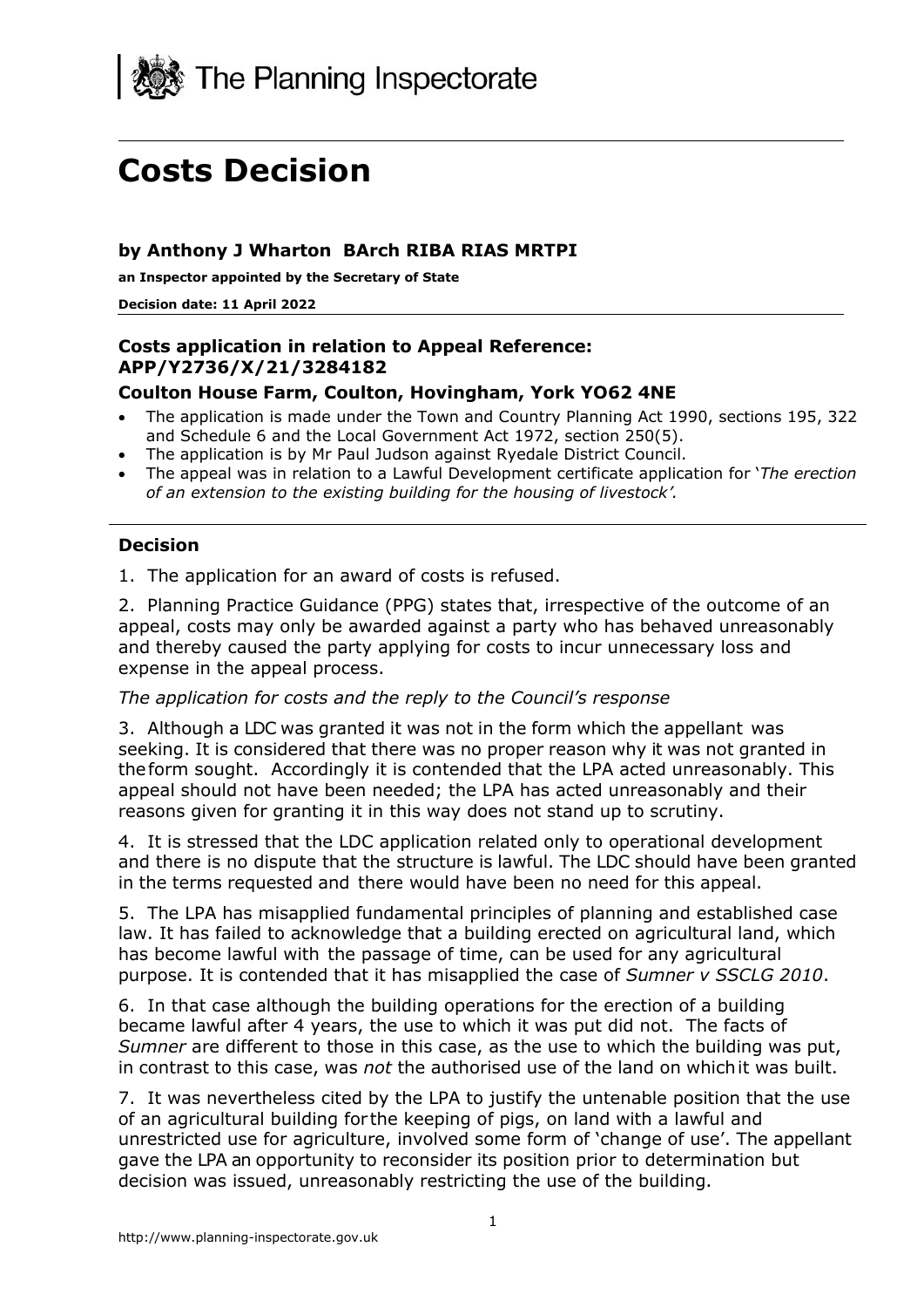The Planning Inspectorate

# Costs Decision

### by Anthony J Wharton BArch RIBA RIAS MRTPI

**an Inspector appointed by the Secretary of State**

**Decision date: 11 April 2022**

### Costs application in relation to Appeal Reference: APP/Y2736/X/21/3284182

### Coulton House Farm, Coulton, Hovingham, York YO62 4NE

- The application is made under the Town and Country Planning Act 1990, sections 195, 322 and Schedule 6 and the Local Government Act 1972, section 250(5).
- The application is by Mr Paul Judson against Ryedale District Council.
- The appeal was in relation to a Lawful Development certificate application for '*The erection of an extension to the existing building for the housing of livestock'.*

## Decision

1. The application for an award of costs is refused.

2. Planning Practice Guidance (PPG) states that, irrespective of the outcome of an appeal, costs may only be awarded against a party who has behaved unreasonably and thereby caused the party applying for costs to incur unnecessary loss and expense in the appeal process.

*The application for costs and the reply to the Council's response*

3. Although a LDC was granted it was not in the form which the appellant was seeking. It is considered that there was no proper reason why it was not granted in the form sought. Accordingly it is contended that the LPA acted unreasonably. This appeal should not have been needed; the LPA has acted unreasonably and their reasons given for granting it in this way does not stand up to scrutiny.

4. It is stressed that the LDC application related only to operational development and there is no dispute that the structure is lawful. The LDC should have been granted in the terms requested and there would have been no need for this appeal.

5. The LPA has misapplied fundamental principles of planning and established case law. It has failed to acknowledge that a building erected on agricultural land, which has become lawful with the passage of time, can be used for any agricultural purpose. It is contended that it has misapplied the case of *Sumner v SSCLG 2010*.

6. In that case although the building operations for the erection of a building became lawful after 4 years, the use to which it was put did not. The facts of *Sumner* are different to those in this case, as the use to which the building was put, in contrast to this case, was *not* the authorised use of the land on which it was built.

7. It was nevertheless cited by the LPA to justify the untenable position that the use of an agricultural building for the keeping of pigs, on land with a lawful and unrestricted use for agriculture, involved some form of 'change of use'. The appellant gave the LPA an opportunity to reconsider its position prior to determination but decision was issued, unreasonably restricting the use of the building.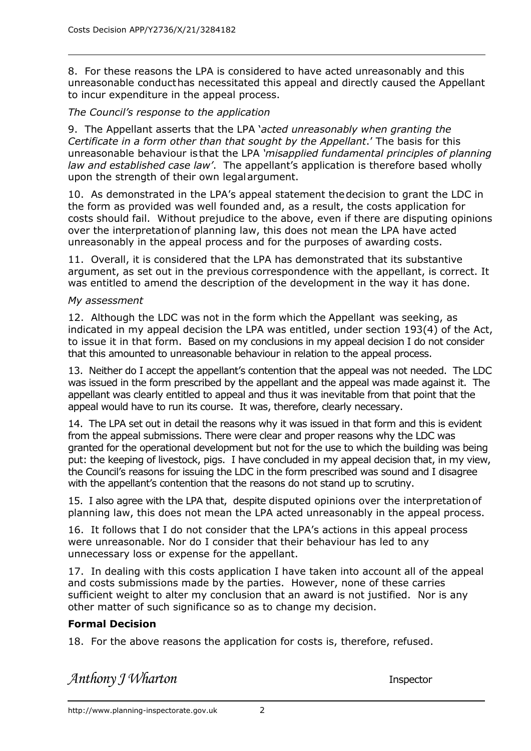8. For these reasons the LPA is considered to have acted unreasonably and this unreasonable conduct has necessitated this appeal and directly caused the Appellant to incur expenditure in the appeal process.

*The Council's response to the application*

9. The Appellant asserts that the LPA '*acted unreasonably when granting the Certificate in a form other than that sought by the Appellant*.' The basis for this unreasonable behaviour is that the LPA *'misapplied fundamental principles of planning law and established case law'*. The appellant's application is therefore based wholly upon the strength of their own legal argument.

10. As demonstrated in the LPA's appeal statement the decision to grant the LDC in the form as provided was well founded and, as a result, the costs application for costs should fail. Without prejudice to the above, even if there are disputing opinions over the interpretation of planning law, this does not mean the LPA have acted unreasonably in the appeal process and for the purposes of awarding costs.

11. Overall, it is considered that the LPA has demonstrated that its substantive argument, as set out in the previous correspondence with the appellant, is correct. It was entitled to amend the description of the development in the way it has done.

*My assessment*

12. Although the LDC was not in the form which the Appellant was seeking, as indicated in my appeal decision the LPA was entitled, under section 193(4) of the Act, to issue it in that form. Based on my conclusions in my appeal decision I do not consider that this amounted to unreasonable behaviour in relation to the appeal process.

13. Neither do I accept the appellant's contention that the appeal was not needed. The LDC was issued in the form prescribed by the appellant and the appeal was made against it. The appellant was clearly entitled to appeal and thus it was inevitable from that point that the appeal would have to run its course. It was, therefore, clearly necessary.

14. The LPA set out in detail the reasons why it was issued in that form and this is evident from the appeal submissions. There were clear and proper reasons why the LDC was granted for the operational development but not for the use to which the building was being put: the keeping of livestock, pigs. I have concluded in my appeal decision that, in my view, the Council's reasons for issuing the LDC in the form prescribed was sound and I disagree with the appellant's contention that the reasons do not stand up to scrutiny.

15. I also agree with the LPA that, despite disputed opinions over the interpretation of planning law, this does not mean the LPA acted unreasonably in the appeal process.

16. It follows that I do not consider that the LPA's actions in this appeal process were unreasonable. Nor do I consider that their behaviour has led to any unnecessary loss or expense for the appellant.

17. In dealing with this costs application I have taken into account all of the appeal and costs submissions made by the parties. However, none of these carries sufficient weight to alter my conclusion that an award is not justified. Nor is any other matter of such significance so as to change my decision.

**Formal Decision**

18. For the above reasons the application for costs is, therefore, refused.

*Anthony J Wharton*

Inspector